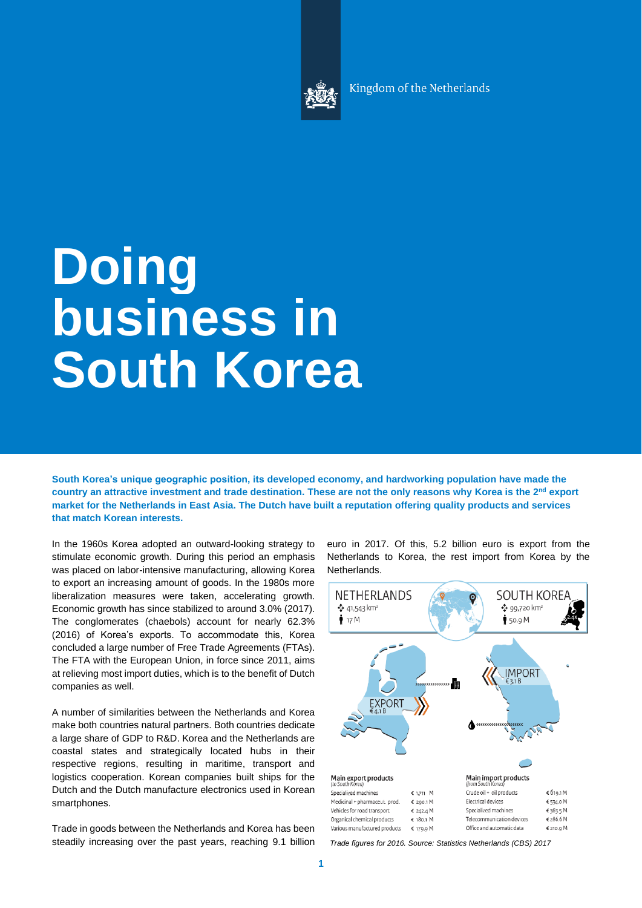Kingdom of the Netherlands

# Doing business in South Korea

**South Korea's unique geographic position, its developed economy, and hardworking population have made the country an attractive investment and trade destination. These are not the only reasons why Korea is the 2nd export market for the Netherlands in East Asia. The Dutch have built a reputation offering quality products and services that match Korean interests.**

In the 1960s Korea adopted an outward-looking strategy to stimulate economic growth. During this period an emphasis was placed on labor-intensive manufacturing, allowing Korea to export an increasing amount of goods. In the 1980s more liberalization measures were taken, accelerating growth. Economic growth has since stabilized to around 3.0% (2017). The conglomerates (chaebols) account for nearly 62.3% (2016) of Korea's exports. To accommodate this, Korea concluded a large number of Free Trade Agreements (FTAs). The FTA with the European Union, in force since 2011, aims at relieving most import duties, which is to the benefit of Dutch companies as well.

A number of similarities between the Netherlands and Korea make both countries natural partners. Both countries dedicate a large share of GDP to R&D. Korea and the Netherlands are coastal states and strategically located hubs in their respective regions, resulting in maritime, transport and logistics cooperation. Korean companies built ships for the Dutch and the Dutch manufacture electronics used in Korean smartphones.

Trade in goods between the Netherlands and Korea has been steadily increasing over the past years, reaching 9.1 billion euro in 2017. Of this, 5.2 billion euro is export from the Netherlands to Korea, the rest import from Korea by the Netherlands.

| NETHERLANDS | SOUTH KOREA |
|---|---|
| 41,543 km² | 99,720 km² |
| 17 M | 50.9 M |

EXPORT €4.1 B

IMPORT €3.1 B

| Main export products (to South Korea) | | Main import products (from South Korea) | |
|---|---|---|---|
| Specialized machines | € 1,711 M | Crude oil + oil products | € 619.1 M |
| Medicinal + pharmaceut. prod. | € 290.1 M | Electrical devices | € 534.0 M |
| Vehicles for road transport | € 242.4 M | Specialized machines | € 363.5 M |
| Organical chemical products | € 180.1 M | Telecommunication devices | € 286.6 M |
| Various manufactured products | € 179.9 M | Office and automatic data | € 210.9 M |

*Trade figures for 2016. Source: Statistics Netherlands (CBS) 2017*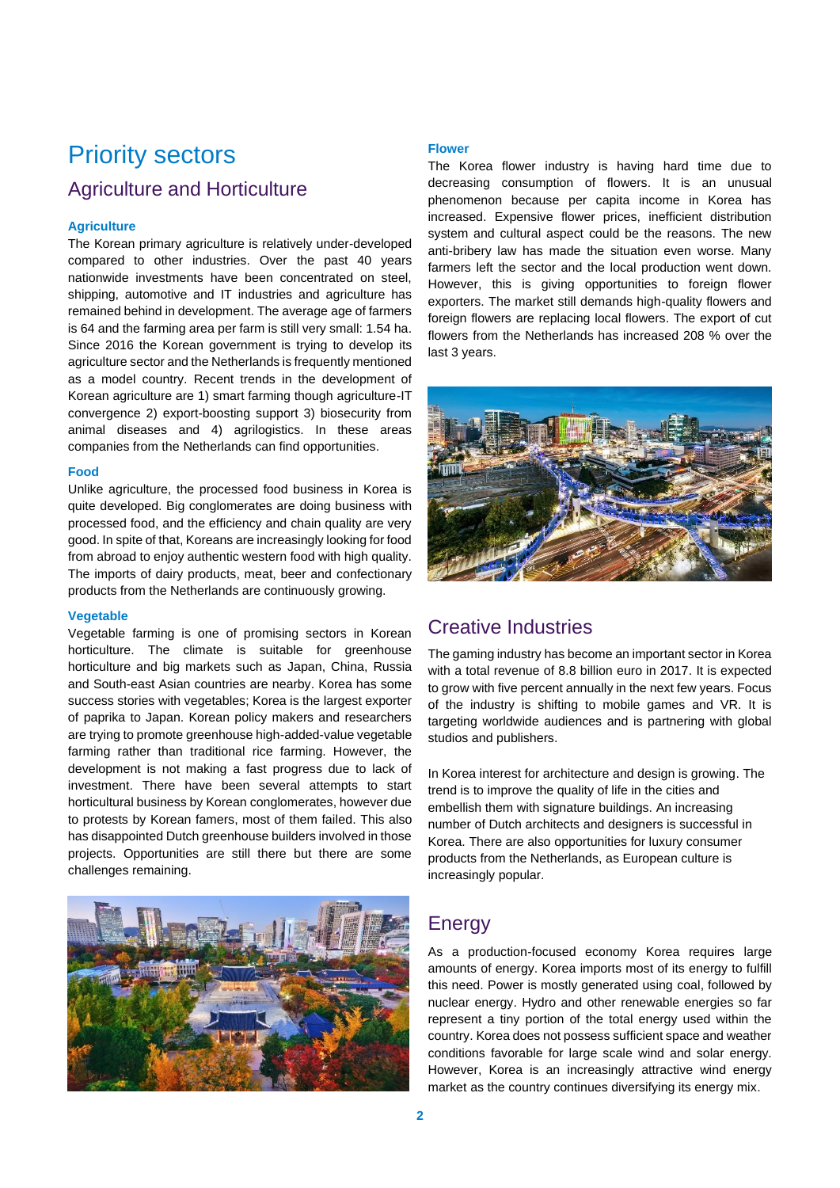# Priority sectors

## Agriculture and Horticulture

### Agriculture

The Korean primary agriculture is relatively under-developed compared to other industries. Over the past 40 years nationwide investments have been concentrated on steel, shipping, automotive and IT industries and agriculture has remained behind in development. The average age of farmers is 64 and the farming area per farm is still very small: 1.54 ha. Since 2016 the Korean government is trying to develop its agriculture sector and the Netherlands is frequently mentioned as a model country. Recent trends in the development of Korean agriculture are 1) smart farming though agriculture-IT convergence 2) export-boosting support 3) biosecurity from animal diseases and 4) agrilogistics. In these areas companies from the Netherlands can find opportunities.

### Food

Unlike agriculture, the processed food business in Korea is quite developed. Big conglomerates are doing business with processed food, and the efficiency and chain quality are very good. In spite of that, Koreans are increasingly looking for food from abroad to enjoy authentic western food with high quality. The imports of dairy products, meat, beer and confectionary products from the Netherlands are continuously growing.

### Vegetable

Vegetable farming is one of promising sectors in Korean horticulture. The climate is suitable for greenhouse horticulture and big markets such as Japan, China, Russia and South-east Asian countries are nearby. Korea has some success stories with vegetables; Korea is the largest exporter of paprika to Japan. Korean policy makers and researchers are trying to promote greenhouse high-added-value vegetable farming rather than traditional rice farming. However, the development is not making a fast progress due to lack of investment. There have been several attempts to start horticultural business by Korean conglomerates, however due to protests by Korean famers, most of them failed. This also has disappointed Dutch greenhouse builders involved in those projects. Opportunities are still there but there are some challenges remaining.

### Flower

The Korea flower industry is having hard time due to decreasing consumption of flowers. It is an unusual phenomenon because per capita income in Korea has increased. Expensive flower prices, inefficient distribution system and cultural aspect could be the reasons. The new anti-bribery law has made the situation even worse. Many farmers left the sector and the local production went down. However, this is giving opportunities to foreign flower exporters. The market still demands high-quality flowers and foreign flowers are replacing local flowers. The export of cut flowers from the Netherlands has increased 208 % over the last 3 years.

## Creative Industries

The gaming industry has become an important sector in Korea with a total revenue of 8.8 billion euro in 2017. It is expected to grow with five percent annually in the next few years. Focus of the industry is shifting to mobile games and VR. It is targeting worldwide audiences and is partnering with global studios and publishers.

In Korea interest for architecture and design is growing. The trend is to improve the quality of life in the cities and embellish them with signature buildings. An increasing number of Dutch architects and designers is successful in Korea. There are also opportunities for luxury consumer products from the Netherlands, as European culture is increasingly popular.

## Energy

As a production-focused economy Korea requires large amounts of energy. Korea imports most of its energy to fulfill this need. Power is mostly generated using coal, followed by nuclear energy. Hydro and other renewable energies so far represent a tiny portion of the total energy used within the country. Korea does not possess sufficient space and weather conditions favorable for large scale wind and solar energy. However, Korea is an increasingly attractive wind energy market as the country continues diversifying its energy mix.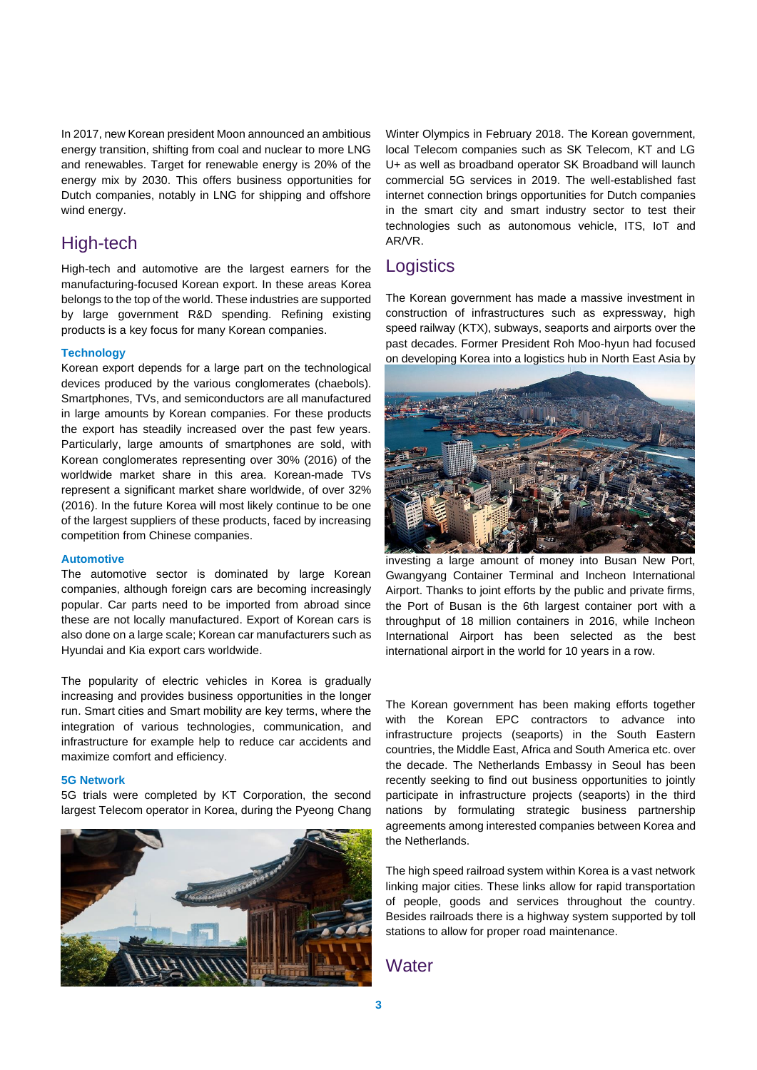In 2017, new Korean president Moon announced an ambitious energy transition, shifting from coal and nuclear to more LNG and renewables. Target for renewable energy is 20% of the energy mix by 2030. This offers business opportunities for Dutch companies, notably in LNG for shipping and offshore wind energy.

## High-tech

High-tech and automotive are the largest earners for the manufacturing-focused Korean export. In these areas Korea belongs to the top of the world. These industries are supported by large government R&D spending. Refining existing products is a key focus for many Korean companies.

### Technology

Korean export depends for a large part on the technological devices produced by the various conglomerates (chaebols). Smartphones, TVs, and semiconductors are all manufactured in large amounts by Korean companies. For these products the export has steadily increased over the past few years. Particularly, large amounts of smartphones are sold, with Korean conglomerates representing over 30% (2016) of the worldwide market share in this area. Korean-made TVs represent a significant market share worldwide, of over 32% (2016). In the future Korea will most likely continue to be one of the largest suppliers of these products, faced by increasing competition from Chinese companies.

### Automotive

The automotive sector is dominated by large Korean companies, although foreign cars are becoming increasingly popular. Car parts need to be imported from abroad since these are not locally manufactured. Export of Korean cars is also done on a large scale; Korean car manufacturers such as Hyundai and Kia export cars worldwide.

The popularity of electric vehicles in Korea is gradually increasing and provides business opportunities in the longer run. Smart cities and Smart mobility are key terms, where the integration of various technologies, communication, and infrastructure for example help to reduce car accidents and maximize comfort and efficiency.

### 5G Network

5G trials were completed by KT Corporation, the second largest Telecom operator in Korea, during the Pyeong Chang Winter Olympics in February 2018. The Korean government, local Telecom companies such as SK Telecom, KT and LG U+ as well as broadband operator SK Broadband will launch commercial 5G services in 2019. The well-established fast internet connection brings opportunities for Dutch companies in the smart city and smart industry sector to test their technologies such as autonomous vehicle, ITS, IoT and AR/VR.

## Logistics

The Korean government has made a massive investment in construction of infrastructures such as expressway, high speed railway (KTX), subways, seaports and airports over the past decades. Former President Roh Moo-hyun had focused on developing Korea into a logistics hub in North East Asia by investing a large amount of money into Busan New Port, Gwangyang Container Terminal and Incheon International Airport. Thanks to joint efforts by the public and private firms, the Port of Busan is the 6th largest container port with a throughput of 18 million containers in 2016, while Incheon International Airport has been selected as the best international airport in the world for 10 years in a row.

The Korean government has been making efforts together with the Korean EPC contractors to advance into infrastructure projects (seaports) in the South Eastern countries, the Middle East, Africa and South America etc. over the decade. The Netherlands Embassy in Seoul has been recently seeking to find out business opportunities to jointly participate in infrastructure projects (seaports) in the third nations by formulating strategic business partnership agreements among interested companies between Korea and the Netherlands.

The high speed railroad system within Korea is a vast network linking major cities. These links allow for rapid transportation of people, goods and services throughout the country. Besides railroads there is a highway system supported by toll stations to allow for proper road maintenance.

## Water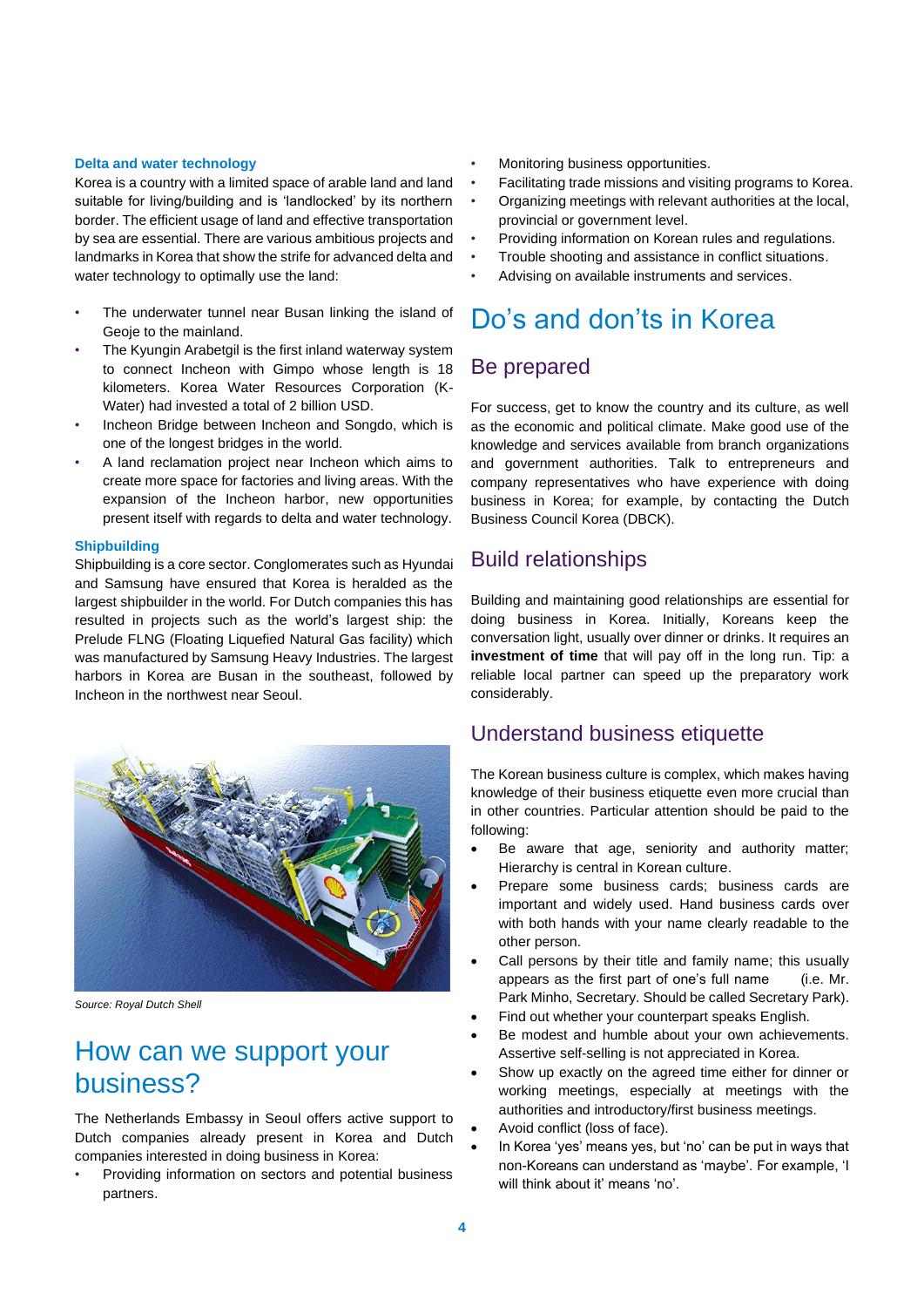### Delta and water technology

Korea is a country with a limited space of arable land and land suitable for living/building and is 'landlocked' by its northern border. The efficient usage of land and effective transportation by sea are essential. There are various ambitious projects and landmarks in Korea that show the strife for advanced delta and water technology to optimally use the land:

- The underwater tunnel near Busan linking the island of Geoje to the mainland.
- The Kyungin Arabetgil is the first inland waterway system to connect Incheon with Gimpo whose length is 18 kilometers. Korea Water Resources Corporation (K-Water) had invested a total of 2 billion USD.
- Incheon Bridge between Incheon and Songdo, which is one of the longest bridges in the world.
- A land reclamation project near Incheon which aims to create more space for factories and living areas. With the expansion of the Incheon harbor, new opportunities present itself with regards to delta and water technology.

### Shipbuilding

Shipbuilding is a core sector. Conglomerates such as Hyundai and Samsung have ensured that Korea is heralded as the largest shipbuilder in the world. For Dutch companies this has resulted in projects such as the world's largest ship: the Prelude FLNG (Floating Liquefied Natural Gas facility) which was manufactured by Samsung Heavy Industries. The largest harbors in Korea are Busan in the southeast, followed by Incheon in the northwest near Seoul.

*Source: Royal Dutch Shell*

# How can we support your business?

The Netherlands Embassy in Seoul offers active support to Dutch companies already present in Korea and Dutch companies interested in doing business in Korea:

- Providing information on sectors and potential business partners.
- Monitoring business opportunities.
- Facilitating trade missions and visiting programs to Korea.
- Organizing meetings with relevant authorities at the local, provincial or government level.
- Providing information on Korean rules and regulations.
- Trouble shooting and assistance in conflict situations.
- Advising on available instruments and services.

# Do's and don'ts in Korea

## Be prepared

For success, get to know the country and its culture, as well as the economic and political climate. Make good use of the knowledge and services available from branch organizations and government authorities. Talk to entrepreneurs and company representatives who have experience with doing business in Korea; for example, by contacting the Dutch Business Council Korea (DBCK).

## Build relationships

Building and maintaining good relationships are essential for doing business in Korea. Initially, Koreans keep the conversation light, usually over dinner or drinks. It requires an **investment of time** that will pay off in the long run. Tip: a reliable local partner can speed up the preparatory work considerably.

## Understand business etiquette

The Korean business culture is complex, which makes having knowledge of their business etiquette even more crucial than in other countries. Particular attention should be paid to the following:

- Be aware that age, seniority and authority matter; Hierarchy is central in Korean culture.
- Prepare some business cards; business cards are important and widely used. Hand business cards over with both hands with your name clearly readable to the other person.
- Call persons by their title and family name; this usually appears as the first part of one's full name (i.e. Mr. Park Minho, Secretary. Should be called Secretary Park).
- Find out whether your counterpart speaks English.
- Be modest and humble about your own achievements. Assertive self-selling is not appreciated in Korea.
- Show up exactly on the agreed time either for dinner or working meetings, especially at meetings with the authorities and introductory/first business meetings.
- Avoid conflict (loss of face).
- In Korea 'yes' means yes, but 'no' can be put in ways that non-Koreans can understand as 'maybe'. For example, 'I will think about it' means 'no'.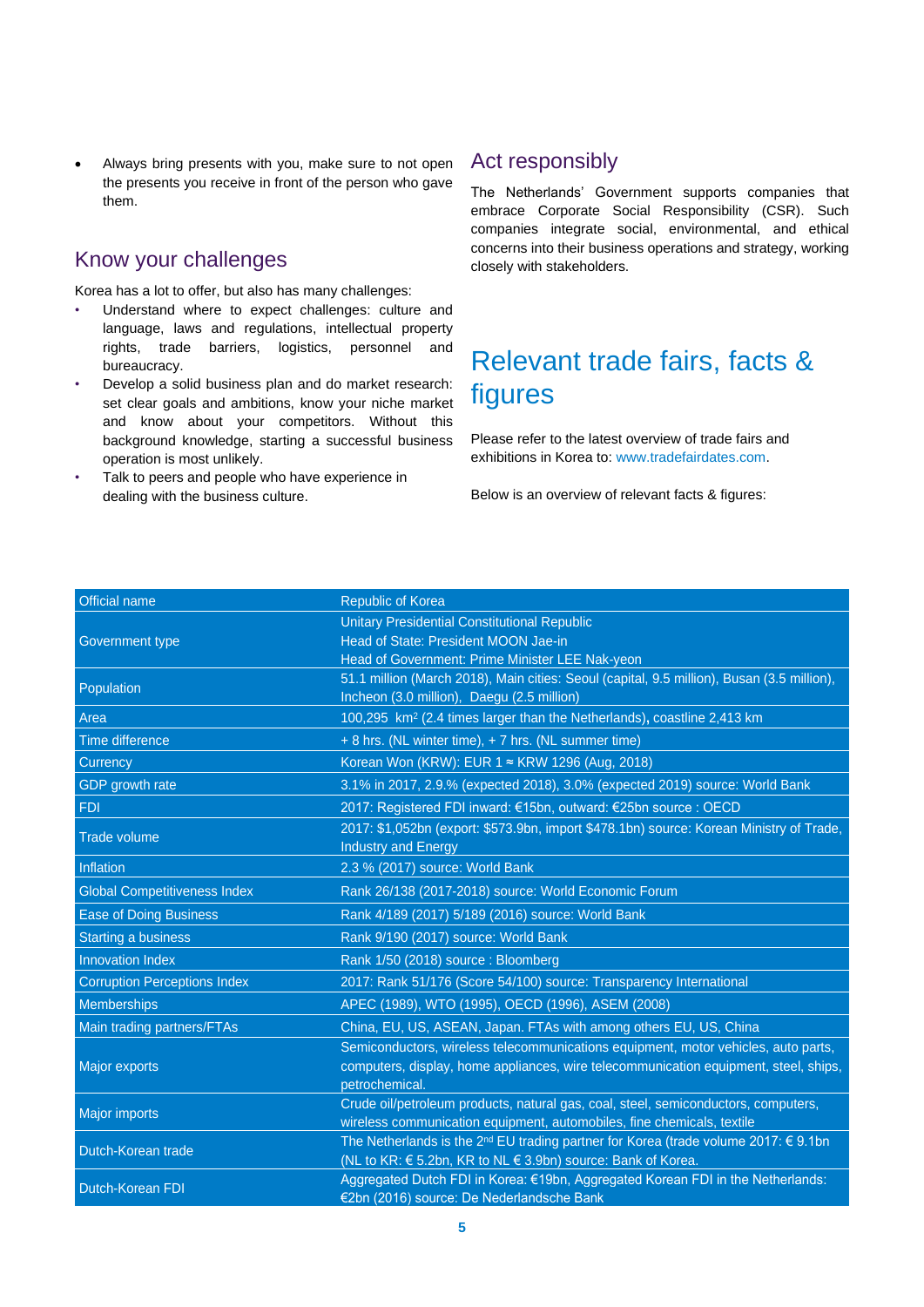- Always bring presents with you, make sure to not open the presents you receive in front of the person who gave them.

## Know your challenges

Korea has a lot to offer, but also has many challenges:

- Understand where to expect challenges: culture and language, laws and regulations, intellectual property rights, trade barriers, logistics, personnel and bureaucracy.
- Develop a solid business plan and do market research: set clear goals and ambitions, know your niche market and know about your competitors. Without this background knowledge, starting a successful business operation is most unlikely.
- Talk to peers and people who have experience in dealing with the business culture.

## Act responsibly

The Netherlands' Government supports companies that embrace Corporate Social Responsibility (CSR). Such companies integrate social, environmental, and ethical concerns into their business operations and strategy, working closely with stakeholders.

# Relevant trade fairs, facts & figures

Please refer to the latest overview of trade fairs and exhibitions in Korea to: www.tradefairdates.com.

Below is an overview of relevant facts & figures:

| Official name | Republic of Korea |
|---|---|
| Government type | Unitary Presidential Constitutional Republic<br>Head of State: President MOON Jae-in<br>Head of Government: Prime Minister LEE Nak-yeon |
| Population | 51.1 million (March 2018), Main cities: Seoul (capital, 9.5 million), Busan (3.5 million), Incheon (3.0 million), Daegu (2.5 million) |
| Area | 100,295 km² (2.4 times larger than the Netherlands), coastline 2,413 km |
| Time difference | + 8 hrs. (NL winter time), + 7 hrs. (NL summer time) |
| Currency | Korean Won (KRW): EUR 1 ≈ KRW 1296 (Aug, 2018) |
| GDP growth rate | 3.1% in 2017, 2.9.% (expected 2018), 3.0% (expected 2019) source: World Bank |
| FDI | 2017: Registered FDI inward: €15bn, outward: €25bn source : OECD |
| Trade volume | 2017: $1,052bn (export: $573.9bn, import $478.1bn) source: Korean Ministry of Trade, Industry and Energy |
| Inflation | 2.3 % (2017) source: World Bank |
| Global Competitiveness Index | Rank 26/138 (2017-2018) source: World Economic Forum |
| Ease of Doing Business | Rank 4/189 (2017) 5/189 (2016) source: World Bank |
| Starting a business | Rank 9/190 (2017) source: World Bank |
| Innovation Index | Rank 1/50 (2018) source : Bloomberg |
| Corruption Perceptions Index | 2017: Rank 51/176 (Score 54/100) source: Transparency International |
| Memberships | APEC (1989), WTO (1995), OECD (1996), ASEM (2008) |
| Main trading partners/FTAs | China, EU, US, ASEAN, Japan. FTAs with among others EU, US, China |
| Major exports | Semiconductors, wireless telecommunications equipment, motor vehicles, auto parts, computers, display, home appliances, wire telecommunication equipment, steel, ships, petrochemical. |
| Major imports | Crude oil/petroleum products, natural gas, coal, steel, semiconductors, computers, wireless communication equipment, automobiles, fine chemicals, textile |
| Dutch-Korean trade | The Netherlands is the 2nd EU trading partner for Korea (trade volume 2017: € 9.1bn (NL to KR: € 5.2bn, KR to NL € 3.9bn) source: Bank of Korea. |
| Dutch-Korean FDI | Aggregated Dutch FDI in Korea: €19bn, Aggregated Korean FDI in the Netherlands: €2bn (2016) source: De Nederlandsche Bank |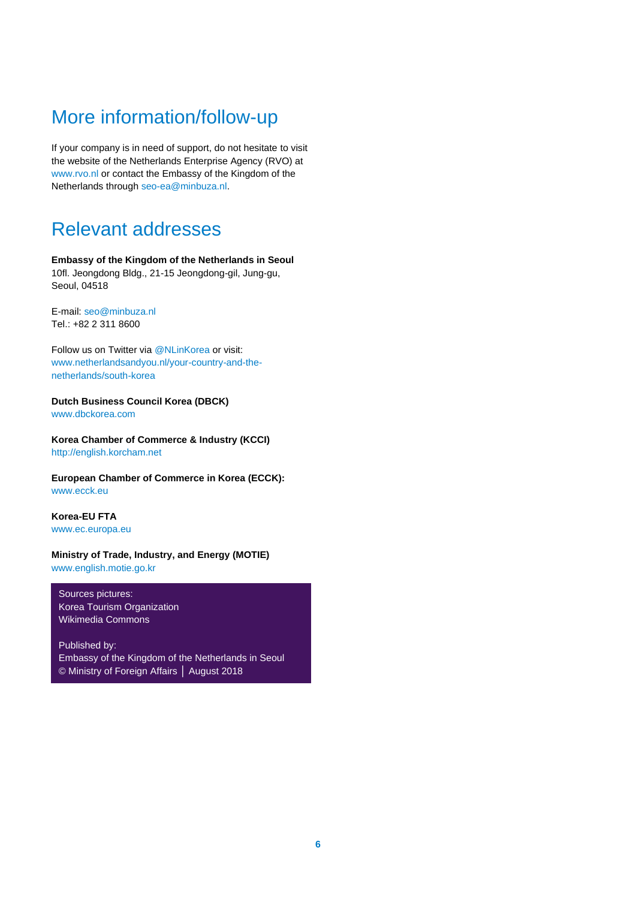## More information/follow-up

If your company is in need of support, do not hesitate to visit the website of the Netherlands Enterprise Agency (RVO) at www.rvo.nl or contact the Embassy of the Kingdom of the Netherlands through seo-ea@minbuza.nl.

## Relevant addresses

**Embassy of the Kingdom of the Netherlands in Seoul**
10fl. Jeongdong Bldg., 21-15 Jeongdong-gil, Jung-gu, Seoul, 04518

E-mail: seo@minbuza.nl
Tel.: +82 2 311 8600

Follow us on Twitter via @NLinKorea or visit: www.netherlandsandyou.nl/your-country-and-the-netherlands/south-korea

**Dutch Business Council Korea (DBCK)**
www.dbckorea.com

**Korea Chamber of Commerce & Industry (KCCI)**
http://english.korcham.net

**European Chamber of Commerce in Korea (ECCK):**
www.ecck.eu

**Korea-EU FTA**
www.ec.europa.eu

**Ministry of Trade, Industry, and Energy (MOTIE)**
www.english.motie.go.kr

Sources pictures:
Korea Tourism Organization
Wikimedia Commons

Published by:
Embassy of the Kingdom of the Netherlands in Seoul
© Ministry of Foreign Affairs | August 2018